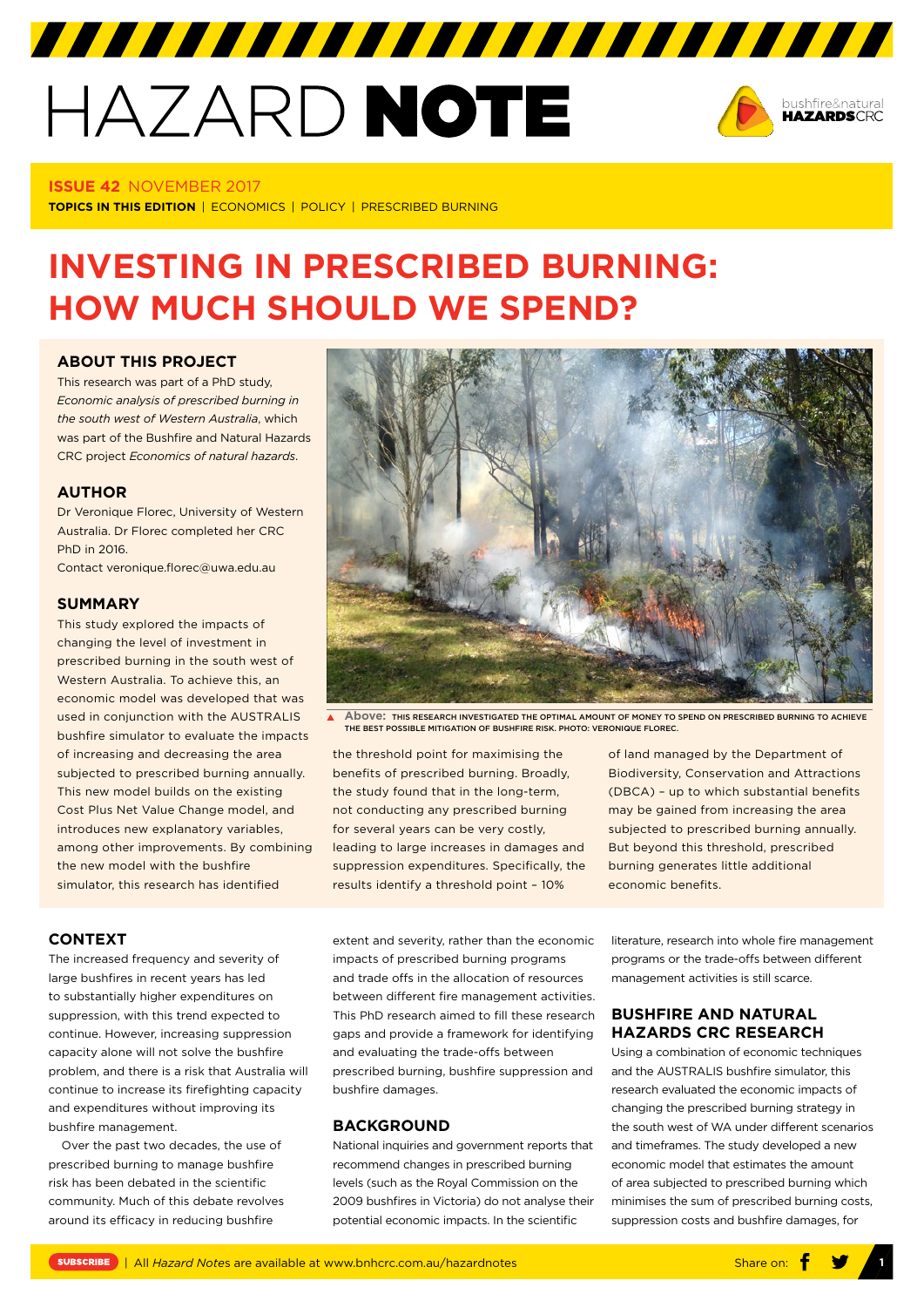# HAZARD NOTE

**ISSUE 42** NOVEMBER 2017

**TOPICS IN THIS EDITION** | ECONOMICS | POLICY | PRESCRIBED BURNING

# INVESTING IN PRESCRIBED BURNING: HOW MUCH SHOULD WE SPEND?

## ABOUT THIS PROJECT

This research was part of a PhD study, *Economic analysis of prescribed burning in the south west of Western Australia*, which was part of the Bushfire and Natural Hazards CRC project *Economics of natural hazards*.

## AUTHOR

Dr Veronique Florec, University of Western Australia. Dr Florec completed her CRC PhD in 2016.
Contact veronique.florec@uwa.edu.au

## SUMMARY

This study explored the impacts of changing the level of investment in prescribed burning in the south west of Western Australia. To achieve this, an economic model was developed that was used in conjunction with the AUSTRALIS bushfire simulator to evaluate the impacts of increasing and decreasing the area subjected to prescribed burning annually. This new model builds on the existing Cost Plus Net Value Change model, and introduces new explanatory variables, among other improvements. By combining the new model with the bushfire simulator, this research has identified the threshold point for maximising the benefits of prescribed burning. Broadly, the study found that in the long-term, not conducting any prescribed burning for several years can be very costly, leading to large increases in damages and suppression expenditures. Specifically, the results identify a threshold point – 10% of land managed by the Department of Biodiversity, Conservation and Attractions (DBCA) – up to which substantial benefits may be gained from increasing the area subjected to prescribed burning annually. But beyond this threshold, prescribed burning generates little additional economic benefits.

Above: THIS RESEARCH INVESTIGATED THE OPTIMAL AMOUNT OF MONEY TO SPEND ON PRESCRIBED BURNING TO ACHIEVE THE BEST POSSIBLE MITIGATION OF BUSHFIRE RISK. PHOTO: VERONIQUE FLOREC.

## CONTEXT

The increased frequency and severity of large bushfires in recent years has led to substantially higher expenditures on suppression, with this trend expected to continue. However, increasing suppression capacity alone will not solve the bushfire problem, and there is a risk that Australia will continue to increase its firefighting capacity and expenditures without improving its bushfire management.

Over the past two decades, the use of prescribed burning to manage bushfire risk has been debated in the scientific community. Much of this debate revolves around its efficacy in reducing bushfire extent and severity, rather than the economic impacts of prescribed burning programs and trade offs in the allocation of resources between different fire management activities. This PhD research aimed to fill these research gaps and provide a framework for identifying and evaluating the trade-offs between prescribed burning, bushfire suppression and bushfire damages.

## BACKGROUND

National inquiries and government reports that recommend changes in prescribed burning levels (such as the Royal Commission on the 2009 bushfires in Victoria) do not analyse their potential economic impacts. In the scientific literature, research into whole fire management programs or the trade-offs between different management activities is still scarce.

## BUSHFIRE AND NATURAL HAZARDS CRC RESEARCH

Using a combination of economic techniques and the AUSTRALIS bushfire simulator, this research evaluated the economic impacts of changing the prescribed burning strategy in the south west of WA under different scenarios and timeframes. The study developed a new economic model that estimates the amount of area subjected to prescribed burning which minimises the sum of prescribed burning costs, suppression costs and bushfire damages, for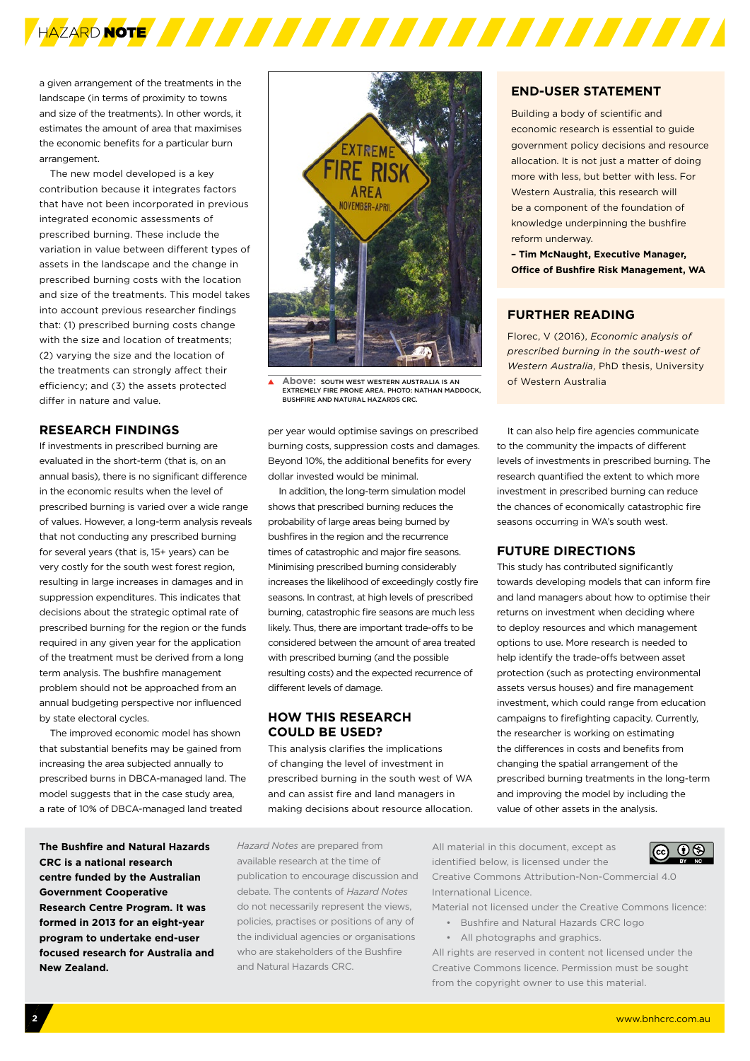a given arrangement of the treatments in the landscape (in terms of proximity to towns and size of the treatments). In other words, it estimates the amount of area that maximises the economic benefits for a particular burn arrangement.

The new model developed is a key contribution because it integrates factors that have not been incorporated in previous integrated economic assessments of prescribed burning. These include the variation in value between different types of assets in the landscape and the change in prescribed burning costs with the location and size of the treatments. This model takes into account previous researcher findings that: (1) prescribed burning costs change with the size and location of treatments; (2) varying the size and the location of the treatments can strongly affect their efficiency; and (3) the assets protected differ in nature and value.

## RESEARCH FINDINGS

If investments in prescribed burning are evaluated in the short-term (that is, on an annual basis), there is no significant difference in the economic results when the level of prescribed burning is varied over a wide range of values. However, a long-term analysis reveals that not conducting any prescribed burning for several years (that is, 15+ years) can be very costly for the south west forest region, resulting in large increases in damages and in suppression expenditures. This indicates that decisions about the strategic optimal rate of prescribed burning for the region or the funds required in any given year for the application of the treatment must be derived from a long term analysis. The bushfire management problem should not be approached from an annual budgeting perspective nor influenced by state electoral cycles.

The improved economic model has shown that substantial benefits may be gained from increasing the area subjected annually to prescribed burns in DBCA-managed land. The model suggests that in the case study area, a rate of 10% of DBCA-managed land treated per year would optimise savings on prescribed burning costs, suppression costs and damages. Beyond 10%, the additional benefits for every dollar invested would be minimal.

In addition, the long-term simulation model shows that prescribed burning reduces the probability of large areas being burned by bushfires in the region and the recurrence times of catastrophic and major fire seasons. Minimising prescribed burning considerably increases the likelihood of exceedingly costly fire seasons. In contrast, at high levels of prescribed burning, catastrophic fire seasons are much less likely. Thus, there are important trade-offs to be considered between the amount of area treated with prescribed burning (and the possible resulting costs) and the expected recurrence of different levels of damage.

**Above:** SOUTH WEST WESTERN AUSTRALIA IS AN EXTREMELY FIRE PRONE AREA. PHOTO: NATHAN MADDOCK, BUSHFIRE AND NATURAL HAZARDS CRC.

## HOW THIS RESEARCH COULD BE USED?

This analysis clarifies the implications of changing the level of investment in prescribed burning in the south west of WA and can assist fire and land managers in making decisions about resource allocation.

It can also help fire agencies communicate to the community the impacts of different levels of investments in prescribed burning. The research quantified the extent to which more investment in prescribed burning can reduce the chances of economically catastrophic fire seasons occurring in WA's south west.

## FUTURE DIRECTIONS

This study has contributed significantly towards developing models that can inform fire and land managers about how to optimise their returns on investment when deciding where to deploy resources and which management options to use. More research is needed to help identify the trade-offs between asset protection (such as protecting environmental assets versus houses) and fire management investment, which could range from education campaigns to firefighting capacity. Currently, the researcher is working on estimating the differences in costs and benefits from changing the spatial arrangement of the prescribed burning treatments in the long-term and improving the model by including the value of other assets in the analysis.

## END-USER STATEMENT

Building a body of scientific and economic research is essential to guide government policy decisions and resource allocation. It is not just a matter of doing more with less, but better with less. For Western Australia, this research will be a component of the foundation of knowledge underpinning the bushfire reform underway.

**– Tim McNaught, Executive Manager, Office of Bushfire Risk Management, WA**

## FURTHER READING

Florec, V (2016), *Economic analysis of prescribed burning in the south-west of Western Australia*, PhD thesis, University of Western Australia

**The Bushfire and Natural Hazards CRC is a national research centre funded by the Australian Government Cooperative Research Centre Program. It was formed in 2013 for an eight-year program to undertake end-user focused research for Australia and New Zealand.**

*Hazard Notes* are prepared from available research at the time of publication to encourage discussion and debate. The contents of *Hazard Notes* do not necessarily represent the views, policies, practises or positions of any of the individual agencies or organisations who are stakeholders of the Bushfire and Natural Hazards CRC.

All material in this document, except as identified below, is licensed under the Creative Commons Attribution-Non-Commercial 4.0 International Licence.

Material not licensed under the Creative Commons licence:

- Bushfire and Natural Hazards CRC logo
- All photographs and graphics.

All rights are reserved in content not licensed under the Creative Commons licence. Permission must be sought from the copyright owner to use this material.